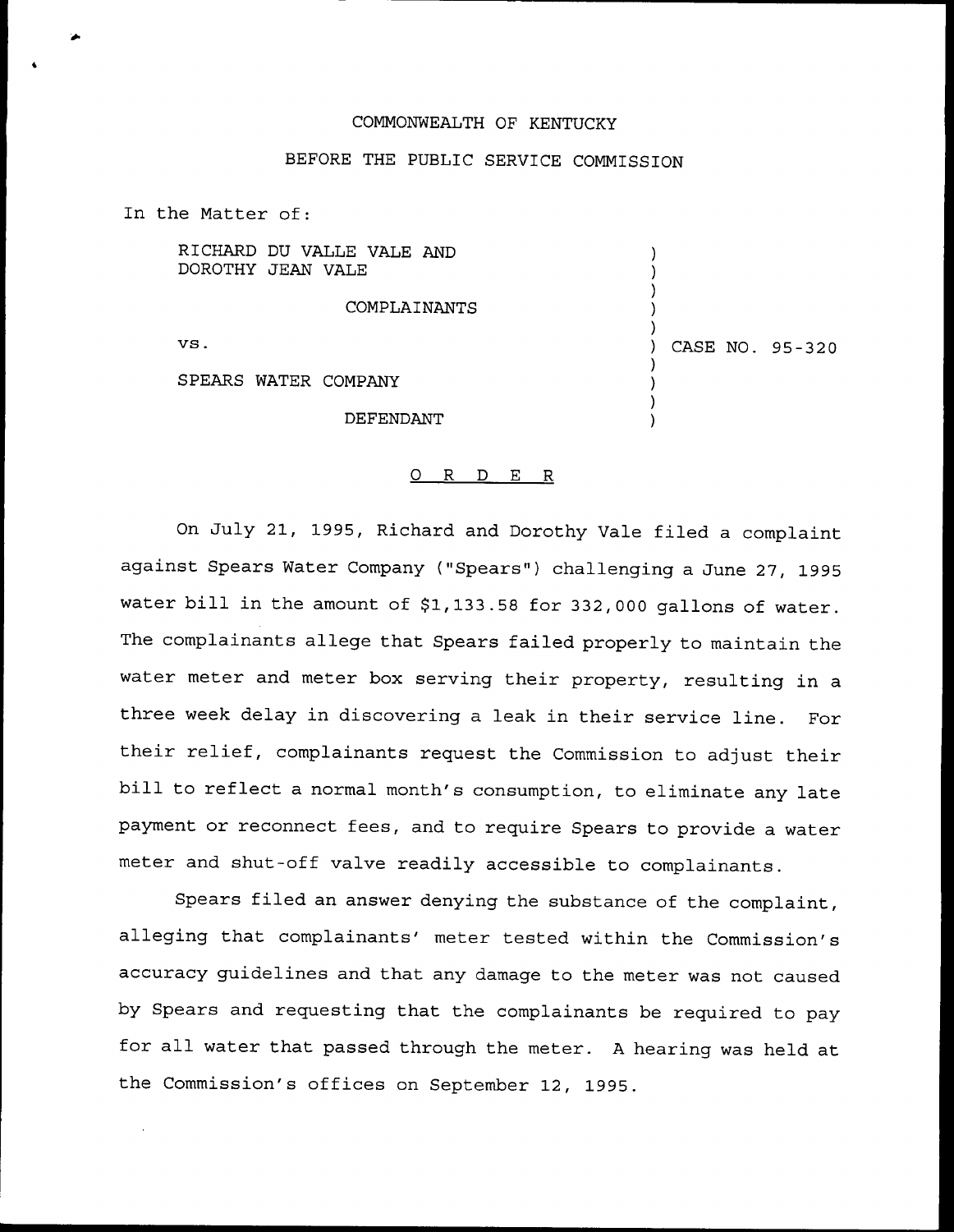COMMONWEALTH OF KENTUCKY

BEFORE THE PUBLIC SERVICE COMMISSION

In the Matter of:

RICHARD DU VALLE VALE AND
DOROTHY JEAN VALE

COMPLAINANTS

vs.

SPEARS WATER COMPANY

DEFENDANT

CASE NO. 95-320

## ORDER

On July 21, 1995, Richard and Dorothy Vale filed a complaint against Spears Water Company ("Spears") challenging a June 27, 1995 water bill in the amount of $1,133.58 for 332,000 gallons of water. The complainants allege that Spears failed properly to maintain the water meter and meter box serving their property, resulting in a three week delay in discovering a leak in their service line. For their relief, complainants request the Commission to adjust their bill to reflect a normal month's consumption, to eliminate any late payment or reconnect fees, and to require Spears to provide a water meter and shut-off valve readily accessible to complainants.

Spears filed an answer denying the substance of the complaint, alleging that complainants' meter tested within the Commission's accuracy guidelines and that any damage to the meter was not caused by Spears and requesting that the complainants be required to pay for all water that passed through the meter. A hearing was held at the Commission's offices on September 12, 1995.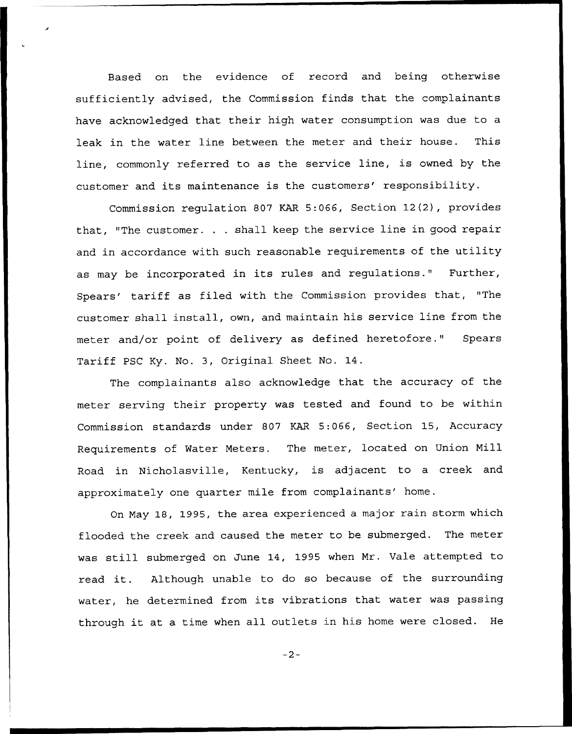Based on the evidence of record and being otherwise sufficiently advised, the Commission finds that the complainants have acknowledged that their high water consumption was due to a leak in the water line between the meter and their house. This line, commonly referred to as the service line, is owned by the customer and its maintenance is the customers' responsibility.

Commission regulation 807 KAR 5:066, Section 12(2), provides that, "The customer. . . shall keep the service line in good repair and in accordance with such reasonable requirements of the utility as may be incorporated in its rules and regulations." Further, Spears' tariff as filed with the Commission provides that, "The customer shall install, own, and maintain his service line from the meter and/or point of delivery as defined heretofore." Spears Tariff PSC Ky. No. 3, Original Sheet No. 14.

The complainants also acknowledge that the accuracy of the meter serving their property was tested and found to be within Commission standards under 807 KAR 5:066, Section 15, Accuracy Requirements of Water Meters. The meter, located on Union Mill Road in Nicholasville, Kentucky, is adjacent to a creek and approximately one quarter mile from complainants' home.

On May 18, 1995, the area experienced a major rain storm which flooded the creek and caused the meter to be submerged. The meter was still submerged on June 14, 1995 when Mr. Vale attempted to read it. Although unable to do so because of the surrounding water, he determined from its vibrations that water was passing through it at a time when all outlets in his home were closed. He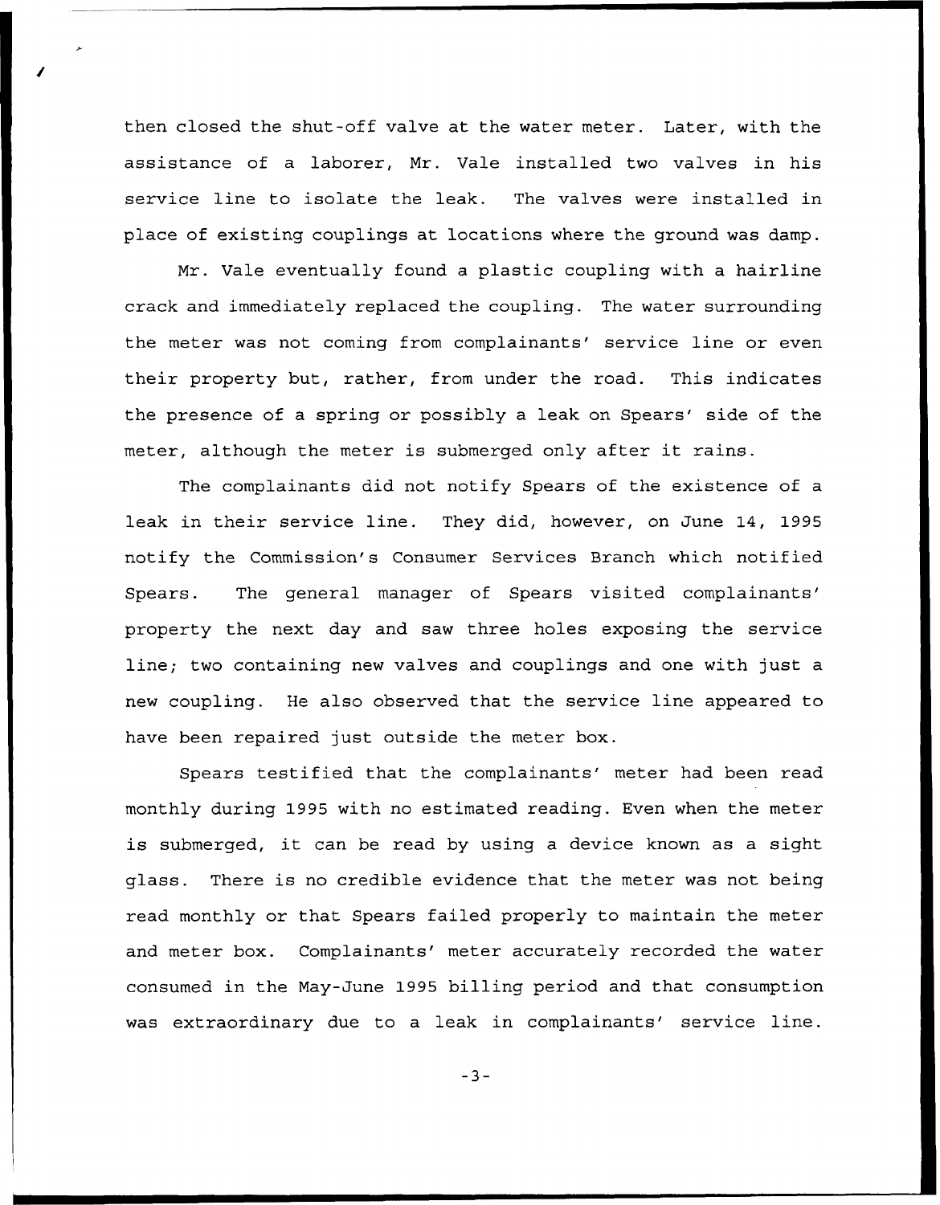then closed the shut-off valve at the water meter. Later, with the assistance of a laborer, Mr. Vale installed two valves in his service line to isolate the leak. The valves were installed in place of existing couplings at locations where the ground was damp.

Mr. Vale eventually found a plastic coupling with a hairline crack and immediately replaced the coupling. The water surrounding the meter was not coming from complainants' service line or even their property but, rather, from under the road. This indicates the presence of a spring or possibly a leak on Spears' side of the meter, although the meter is submerged only after it rains.

The complainants did not notify Spears of the existence of a leak in their service line. They did, however, on June 14, 1995 notify the Commission's Consumer Services Branch which notified Spears. The general manager of Spears visited complainants' property the next day and saw three holes exposing the service line; two containing new valves and couplings and one with just a new coupling. He also observed that the service line appeared to have been repaired just outside the meter box.

Spears testified that the complainants' meter had been read monthly during 1995 with no estimated reading. Even when the meter is submerged, it can be read by using a device known as a sight glass. There is no credible evidence that the meter was not being read monthly or that Spears failed properly to maintain the meter and meter box. Complainants' meter accurately recorded the water consumed in the May-June 1995 billing period and that consumption was extraordinary due to a leak in complainants' service line.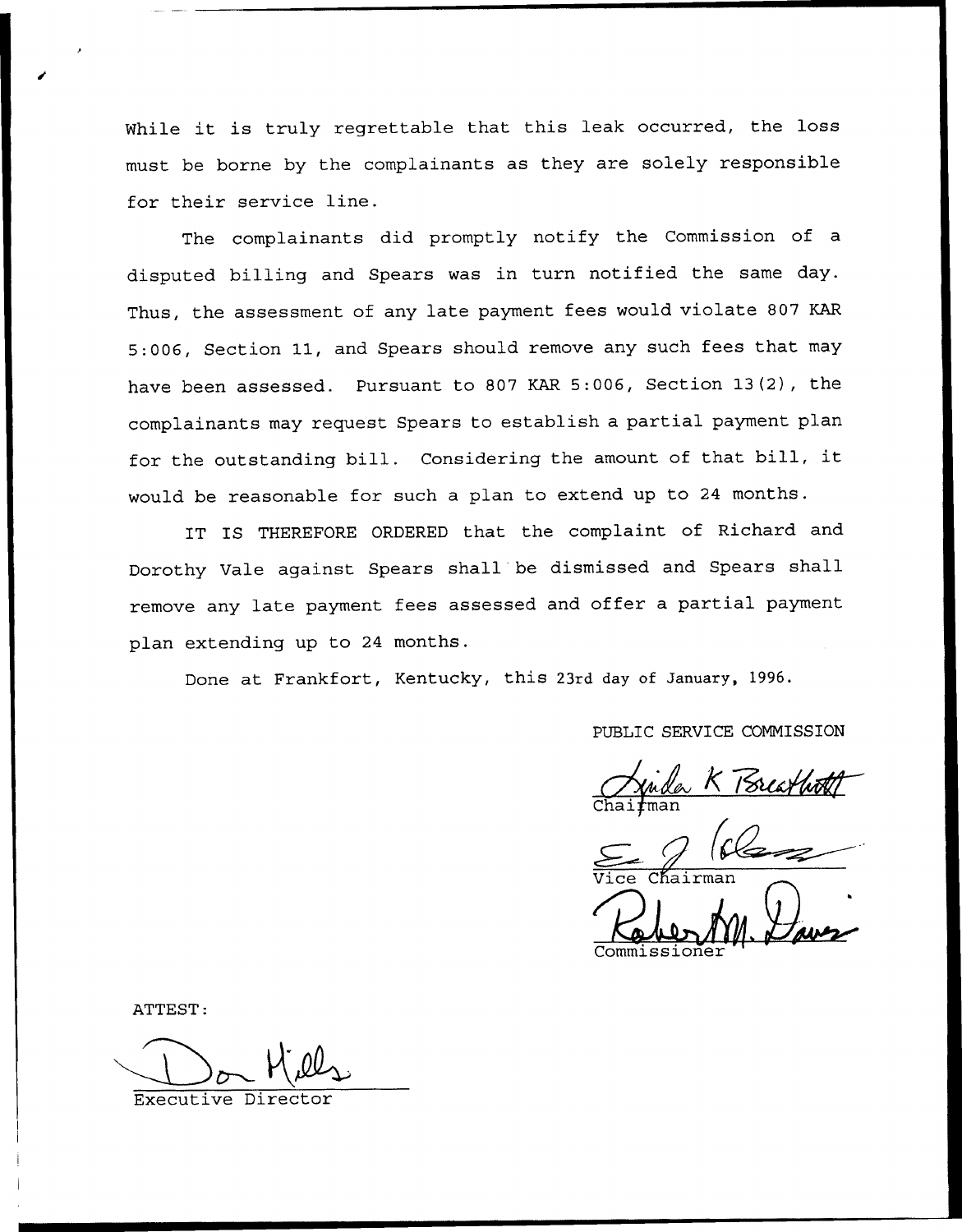While it is truly regrettable that this leak occurred, the loss must be borne by the complainants as they are solely responsible for their service line.

The complainants did promptly notify the Commission of a disputed billing and Spears was in turn notified the same day. Thus, the assessment of any late payment fees would violate 807 KAR 5:006, Section 11, and Spears should remove any such fees that may have been assessed. Pursuant to 807 KAR 5:006, Section 13(2), the complainants may request Spears to establish a partial payment plan for the outstanding bill. Considering the amount of that bill, it would be reasonable for such a plan to extend up to 24 months.

IT IS THEREFORE ORDERED that the complaint of Richard and Dorothy Vale against Spears shall be dismissed and Spears shall remove any late payment fees assessed and offer a partial payment plan extending up to 24 months.

Done at Frankfort, Kentucky, this 23rd day of January, 1996.

PUBLIC SERVICE COMMISSION

Linda K Breathitt
Chairman

Vice Chairman

Robert M. Davis
Commissioner

ATTEST:

Don Mills
Executive Director